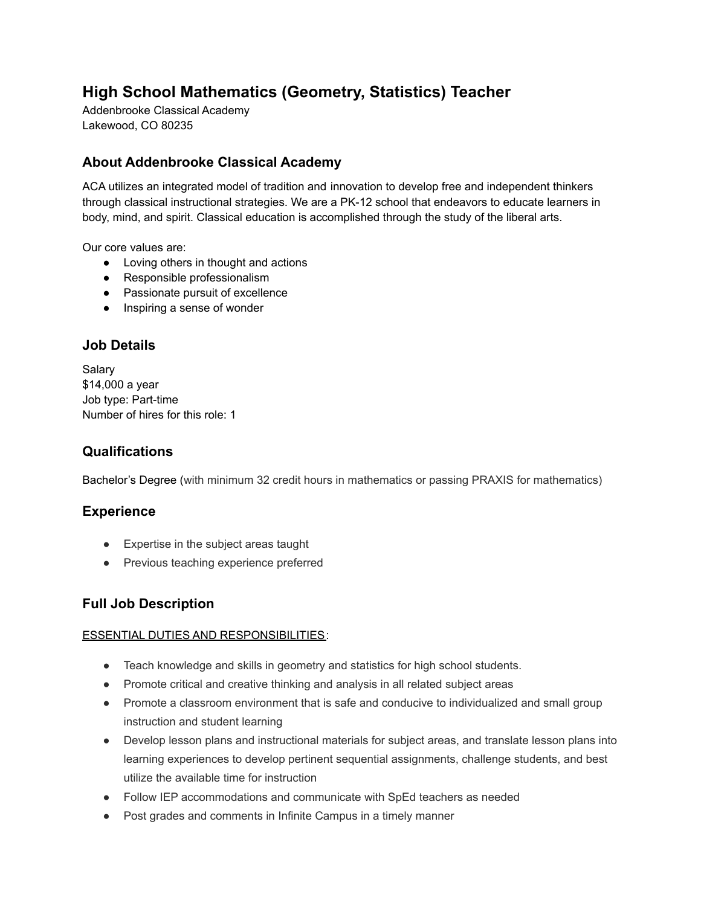# High School Mathematics (Geometry, Statistics) Teacher

Addenbrooke Classical Academy
Lakewood, CO 80235

## About Addenbrooke Classical Academy

ACA utilizes an integrated model of tradition and innovation to develop free and independent thinkers through classical instructional strategies. We are a PK-12 school that endeavors to educate learners in body, mind, and spirit. Classical education is accomplished through the study of the liberal arts.

Our core values are:

- Loving others in thought and actions
- Responsible professionalism
- Passionate pursuit of excellence
- Inspiring a sense of wonder

## Job Details

Salary
$14,000 a year
Job type: Part-time
Number of hires for this role: 1

## Qualifications

Bachelor's Degree (with minimum 32 credit hours in mathematics or passing PRAXIS for mathematics)

## Experience

- Expertise in the subject areas taught
- Previous teaching experience preferred

## Full Job Description

ESSENTIAL DUTIES AND RESPONSIBILITIES:

- Teach knowledge and skills in geometry and statistics for high school students.
- Promote critical and creative thinking and analysis in all related subject areas
- Promote a classroom environment that is safe and conducive to individualized and small group instruction and student learning
- Develop lesson plans and instructional materials for subject areas, and translate lesson plans into learning experiences to develop pertinent sequential assignments, challenge students, and best utilize the available time for instruction
- Follow IEP accommodations and communicate with SpEd teachers as needed
- Post grades and comments in Infinite Campus in a timely manner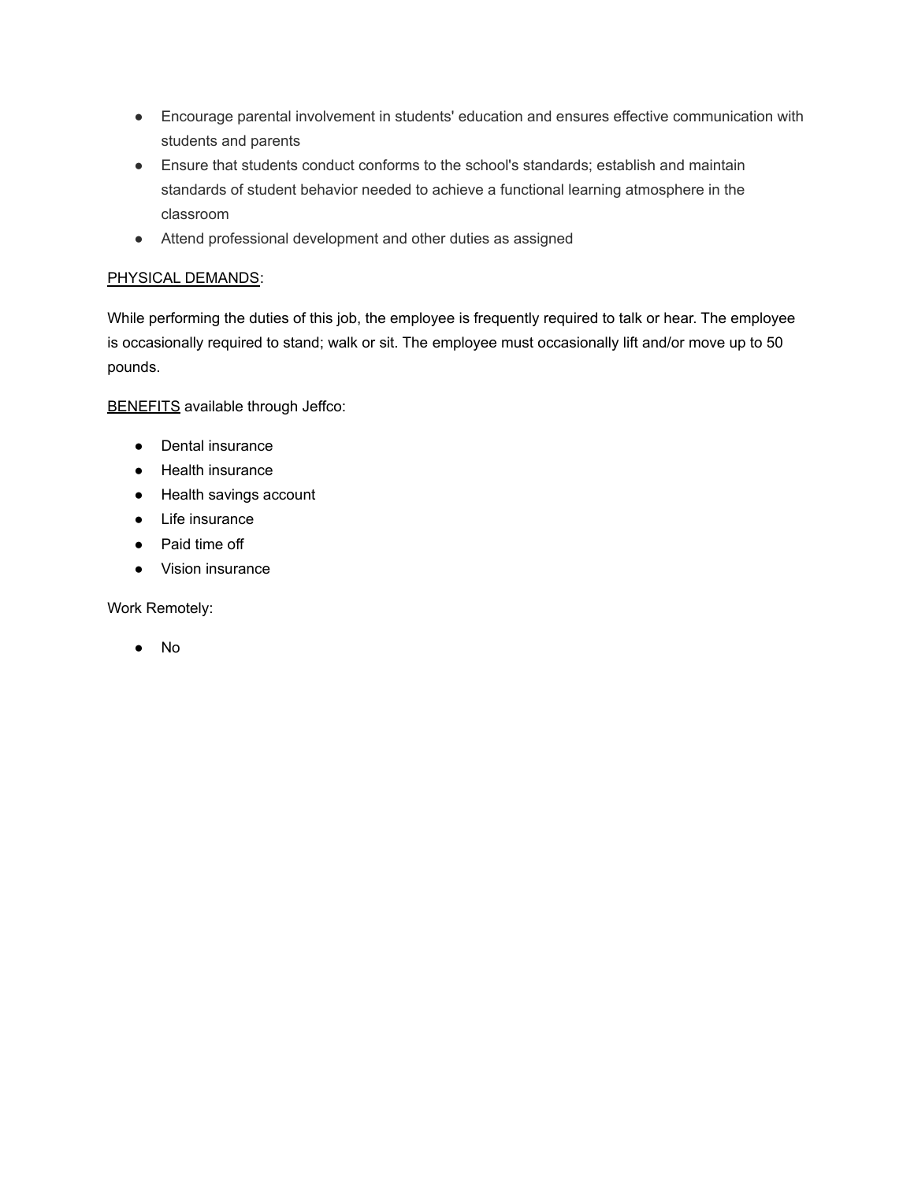- Encourage parental involvement in students' education and ensures effective communication with students and parents
- Ensure that students conduct conforms to the school's standards; establish and maintain standards of student behavior needed to achieve a functional learning atmosphere in the classroom
- Attend professional development and other duties as assigned

<u>PHYSICAL DEMANDS</u>:

While performing the duties of this job, the employee is frequently required to talk or hear. The employee is occasionally required to stand; walk or sit. The employee must occasionally lift and/or move up to 50 pounds.

<u>BENEFITS</u> available through Jeffco:

- Dental insurance
- Health insurance
- Health savings account
- Life insurance
- Paid time off
- Vision insurance

Work Remotely:

- No